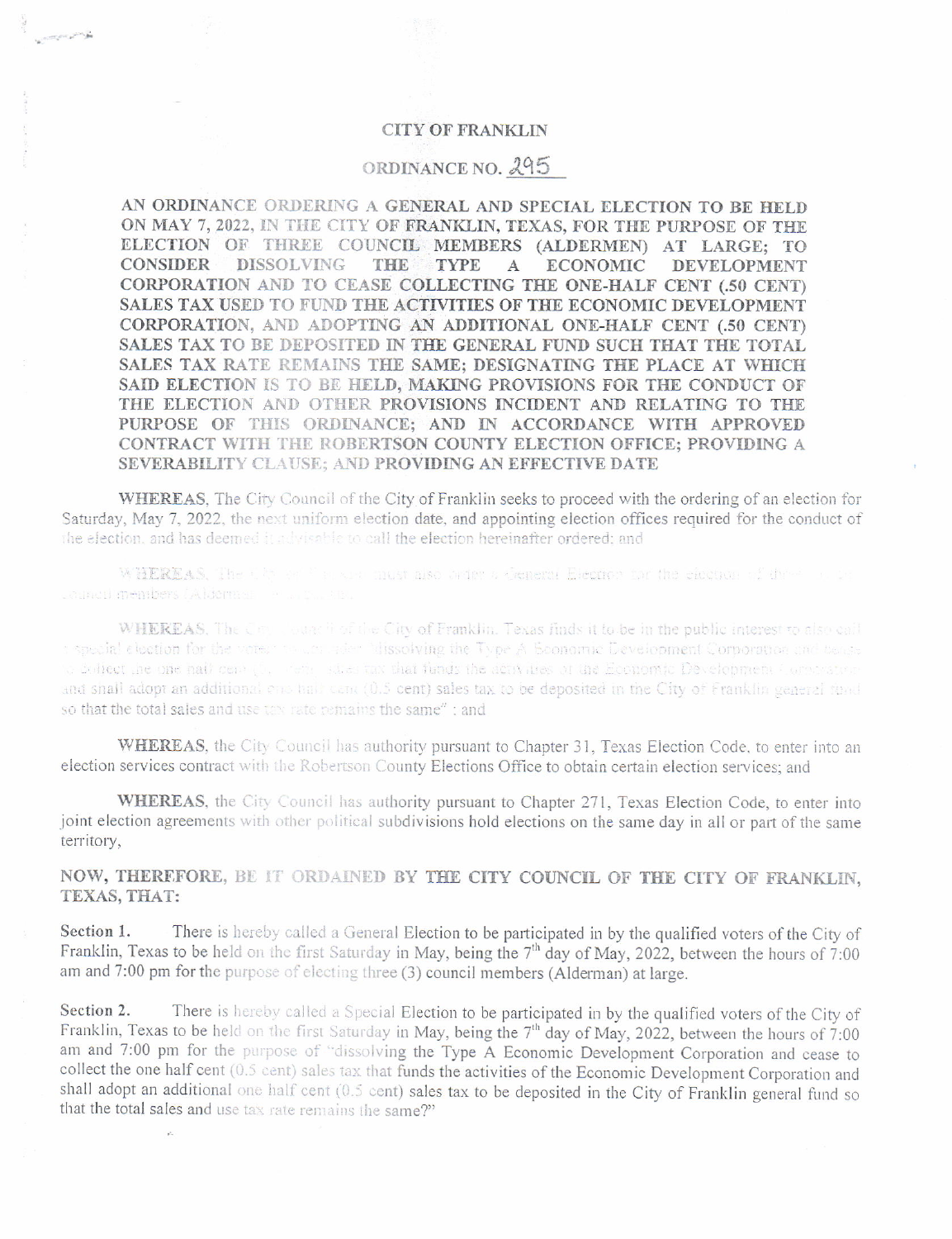# CITY OF FRANKLIN

## ORDINANCE NO. 295

**AN ORDINANCE ORDERING A GENERAL AND SPECIAL ELECTION TO BE HELD ON MAY 7, 2022, IN THE CITY OF FRANKLIN, TEXAS, FOR THE PURPOSE OF THE ELECTION OF THREE COUNCIL MEMBERS (ALDERMEN) AT LARGE; TO CONSIDER DISSOLVING THE TYPE A ECONOMIC DEVELOPMENT CORPORATION AND TO CEASE COLLECTING THE ONE-HALF CENT (.50 CENT) SALES TAX USED TO FUND THE ACTIVITIES OF THE ECONOMIC DEVELOPMENT CORPORATION, AND ADOPTING AN ADDITIONAL ONE-HALF CENT (.50 CENT) SALES TAX TO BE DEPOSITED IN THE GENERAL FUND SUCH THAT THE TOTAL SALES TAX RATE REMAINS THE SAME; DESIGNATING THE PLACE AT WHICH SAID ELECTION IS TO BE HELD, MAKING PROVISIONS FOR THE CONDUCT OF THE ELECTION AND OTHER PROVISIONS INCIDENT AND RELATING TO THE PURPOSE OF THIS ORDINANCE; AND IN ACCORDANCE WITH APPROVED CONTRACT WITH THE ROBERTSON COUNTY ELECTION OFFICE; PROVIDING A SEVERABILITY CLAUSE; AND PROVIDING AN EFFECTIVE DATE**

**WHEREAS**, The City Council of the City of Franklin seeks to proceed with the ordering of an election for Saturday, May 7, 2022, the next uniform election date, and appointing election offices required for the conduct of the election, and has deemed it advisable to call the election hereinafter ordered; and

**WHEREAS**, The City Council must also order a General Election for the election of three city council members (Aldermen) at large; and

**WHEREAS**, The City Council of the City of Franklin, Texas finds it to be in the public interest to also call a special election for the voters to consider "dissolving the Type A Economic Development Corporation and cease to collect the one half cent (0.5 cent) sales tax that funds the activities of the Economic Development Corporation and shall adopt an additional one half cent (0.5 cent) sales tax to be deposited in the City of Franklin general fund so that the total sales and use tax rate remains the same" ; and

**WHEREAS**, the City Council has authority pursuant to Chapter 31, Texas Election Code, to enter into an election services contract with the Robertson County Elections Office to obtain certain election services; and

**WHEREAS**, the City Council has authority pursuant to Chapter 271, Texas Election Code, to enter into joint election agreements with other political subdivisions hold elections on the same day in all or part of the same territory,

**NOW, THEREFORE, BE IT ORDAINED BY THE CITY COUNCIL OF THE CITY OF FRANKLIN, TEXAS, THAT:**

**Section 1.** There is hereby called a General Election to be participated in by the qualified voters of the City of Franklin, Texas to be held on the first Saturday in May, being the 7th day of May, 2022, between the hours of 7:00 am and 7:00 pm for the purpose of electing three (3) council members (Alderman) at large.

**Section 2.** There is hereby called a Special Election to be participated in by the qualified voters of the City of Franklin, Texas to be held on the first Saturday in May, being the 7th day of May, 2022, between the hours of 7:00 am and 7:00 pm for the purpose of "dissolving the Type A Economic Development Corporation and cease to collect the one half cent (0.5 cent) sales tax that funds the activities of the Economic Development Corporation and shall adopt an additional one half cent (0.5 cent) sales tax to be deposited in the City of Franklin general fund so that the total sales and use tax rate remains the same?"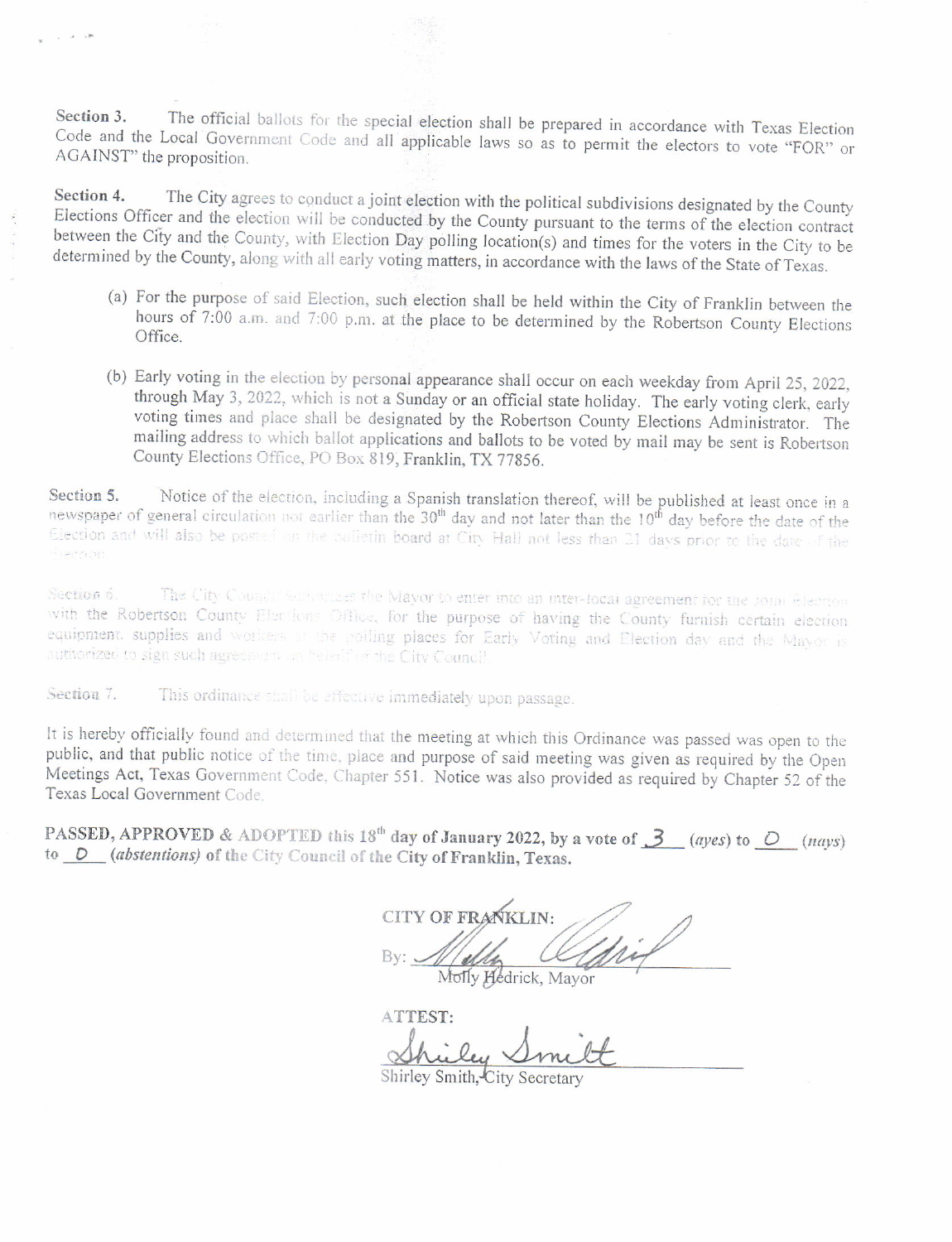**Section 3.** The official ballots for the special election shall be prepared in accordance with Texas Election Code and the Local Government Code and all applicable laws so as to permit the electors to vote "FOR" or AGAINST" the proposition.

**Section 4.** The City agrees to conduct a joint election with the political subdivisions designated by the County Elections Officer and the election will be conducted by the County pursuant to the terms of the election contract between the City and the County, with Election Day polling location(s) and times for the voters in the City to be determined by the County, along with all early voting matters, in accordance with the laws of the State of Texas.

(a) For the purpose of said Election, such election shall be held within the City of Franklin between the hours of 7:00 a.m. and 7:00 p.m. at the place to be determined by the Robertson County Elections Office.

(b) Early voting in the election by personal appearance shall occur on each weekday from April 25, 2022, through May 3, 2022, which is not a Sunday or an official state holiday. The early voting clerk, early voting times and place shall be designated by the Robertson County Elections Administrator. The mailing address to which ballot applications and ballots to be voted by mail may be sent is Robertson County Elections Office, PO Box 819, Franklin, TX 77856.

**Section 5.** Notice of the election, including a Spanish translation thereof, will be published at least once in a newspaper of general circulation not earlier than the 30th day and not later than the 10th day before the date of the Election and will also be posted on the bulletin board at City Hall not less than 21 days prior to the date of the Election.

Section 6. The City Council authorizes the Mayor to enter into an inter-local agreement for the Joint Election with the Robertson County Elections Office, for the purpose of having the County furnish certain election equipment, supplies and workers at the polling places for Early Voting and Election day and the Mayor is authorized to sign such agreement on behalf of the City Council.

Section 7. This ordinance shall be effective immediately upon passage.

It is hereby officially found and determined that the meeting at which this Ordinance was passed was open to the public, and that public notice of the time, place and purpose of said meeting was given as required by the Open Meetings Act, Texas Government Code, Chapter 551. Notice was also provided as required by Chapter 52 of the Texas Local Government Code.

**PASSED, APPROVED & ADOPTED this 18th day of January 2022, by a vote of 3 (*ayes*) to 0 (*nays*) to 0 (*abstentions*) of the City Council of the City of Franklin, Texas.**

CITY OF FRANKLIN:

By: [signature]
Molly Hedrick, Mayor

ATTEST:

[signature]
Shirley Smith, City Secretary